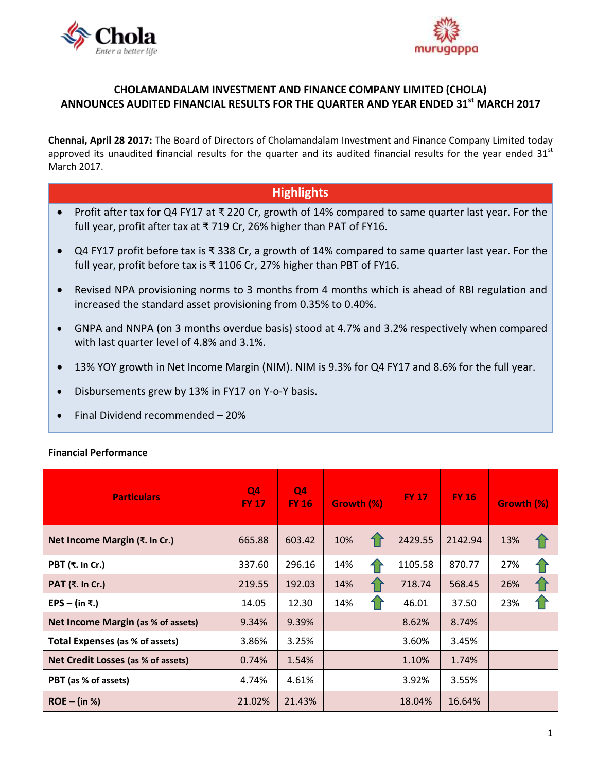# CHOLAMANDALAM INVESTMENT AND FINANCE COMPANY LIMITED (CHOLA) ANNOUNCES AUDITED FINANCIAL RESULTS FOR THE QUARTER AND YEAR ENDED 31st MARCH 2017

**Chennai, April 28 2017:** The Board of Directors of Cholamandalam Investment and Finance Company Limited today approved its unaudited financial results for the quarter and its audited financial results for the year ended 31st March 2017.

## Highlights

- Profit after tax for Q4 FY17 at ₹ 220 Cr, growth of 14% compared to same quarter last year. For the full year, profit after tax at ₹ 719 Cr, 26% higher than PAT of FY16.
- Q4 FY17 profit before tax is ₹ 338 Cr, a growth of 14% compared to same quarter last year. For the full year, profit before tax is ₹ 1106 Cr, 27% higher than PBT of FY16.
- Revised NPA provisioning norms to 3 months from 4 months which is ahead of RBI regulation and increased the standard asset provisioning from 0.35% to 0.40%.
- GNPA and NNPA (on 3 months overdue basis) stood at 4.7% and 3.2% respectively when compared with last quarter level of 4.8% and 3.1%.
- 13% YOY growth in Net Income Margin (NIM). NIM is 9.3% for Q4 FY17 and 8.6% for the full year.
- Disbursements grew by 13% in FY17 on Y-o-Y basis.
- Final Dividend recommended – 20%

**Financial Performance**

| Particulars | Q4 FY 17 | Q4 FY 16 | Growth (%) | | FY 17 | FY 16 | Growth (%) | |
|---|---|---|---|---|---|---|---|---|
| **Net Income Margin** (₹. In Cr.) | 665.88 | 603.42 | 10% | ↑ | 2429.55 | 2142.94 | 13% | ↑ |
| **PBT** (₹. In Cr.) | 337.60 | 296.16 | 14% | ↑ | 1105.58 | 870.77 | 27% | ↑ |
| **PAT** (₹. In Cr.) | 219.55 | 192.03 | 14% | ↑ | 718.74 | 568.45 | 26% | ↑ |
| **EPS – (in ₹.)** | 14.05 | 12.30 | 14% | ↑ | 46.01 | 37.50 | 23% | ↑ |
| **Net Income Margin** (as % of assets) | 9.34% | 9.39% | | | 8.62% | 8.74% | | |
| **Total Expenses** (as % of assets) | 3.86% | 3.25% | | | 3.60% | 3.45% | | |
| **Net Credit Losses** (as % of assets) | 0.74% | 1.54% | | | 1.10% | 1.74% | | |
| **PBT** (as % of assets) | 4.74% | 4.61% | | | 3.92% | 3.55% | | |
| **ROE – (in %)** | 21.02% | 21.43% | | | 18.04% | 16.64% | | |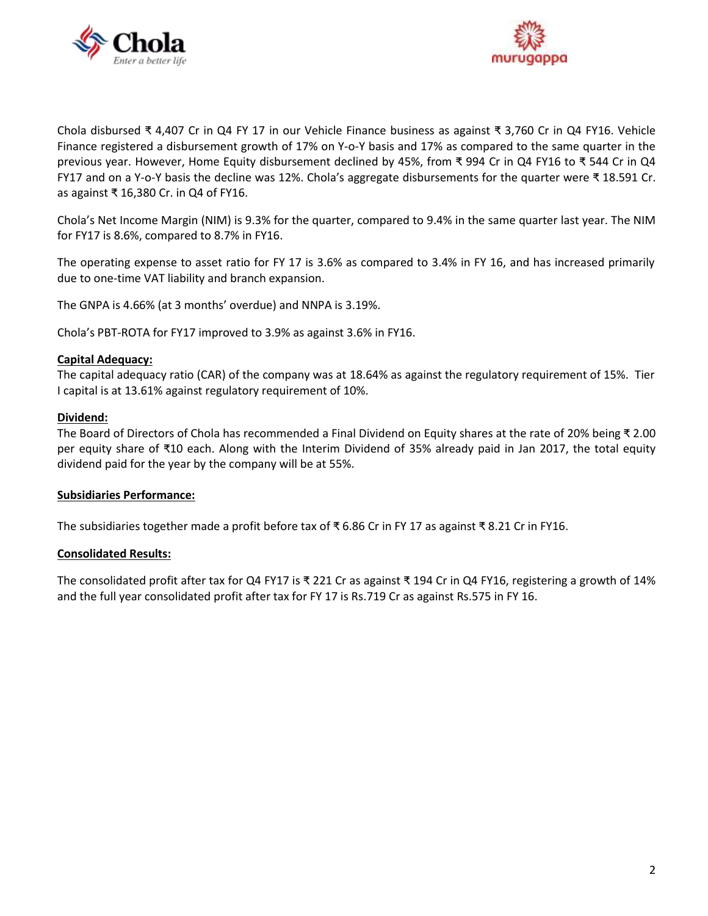Chola disbursed ₹ 4,407 Cr in Q4 FY 17 in our Vehicle Finance business as against ₹ 3,760 Cr in Q4 FY16. Vehicle Finance registered a disbursement growth of 17% on Y-o-Y basis and 17% as compared to the same quarter in the previous year. However, Home Equity disbursement declined by 45%, from ₹ 994 Cr in Q4 FY16 to ₹ 544 Cr in Q4 FY17 and on a Y-o-Y basis the decline was 12%. Chola's aggregate disbursements for the quarter were ₹ 18.591 Cr. as against ₹ 16,380 Cr. in Q4 of FY16.

Chola's Net Income Margin (NIM) is 9.3% for the quarter, compared to 9.4% in the same quarter last year. The NIM for FY17 is 8.6%, compared to 8.7% in FY16.

The operating expense to asset ratio for FY 17 is 3.6% as compared to 3.4% in FY 16, and has increased primarily due to one-time VAT liability and branch expansion.

The GNPA is 4.66% (at 3 months' overdue) and NNPA is 3.19%.

Chola's PBT-ROTA for FY17 improved to 3.9% as against 3.6% in FY16.

**Capital Adequacy:**

The capital adequacy ratio (CAR) of the company was at 18.64% as against the regulatory requirement of 15%. Tier I capital is at 13.61% against regulatory requirement of 10%.

**Dividend:**

The Board of Directors of Chola has recommended a Final Dividend on Equity shares at the rate of 20% being ₹ 2.00 per equity share of ₹10 each. Along with the Interim Dividend of 35% already paid in Jan 2017, the total equity dividend paid for the year by the company will be at 55%.

**Subsidiaries Performance:**

The subsidiaries together made a profit before tax of ₹ 6.86 Cr in FY 17 as against ₹ 8.21 Cr in FY16.

**Consolidated Results:**

The consolidated profit after tax for Q4 FY17 is ₹ 221 Cr as against ₹ 194 Cr in Q4 FY16, registering a growth of 14% and the full year consolidated profit after tax for FY 17 is Rs.719 Cr as against Rs.575 in FY 16.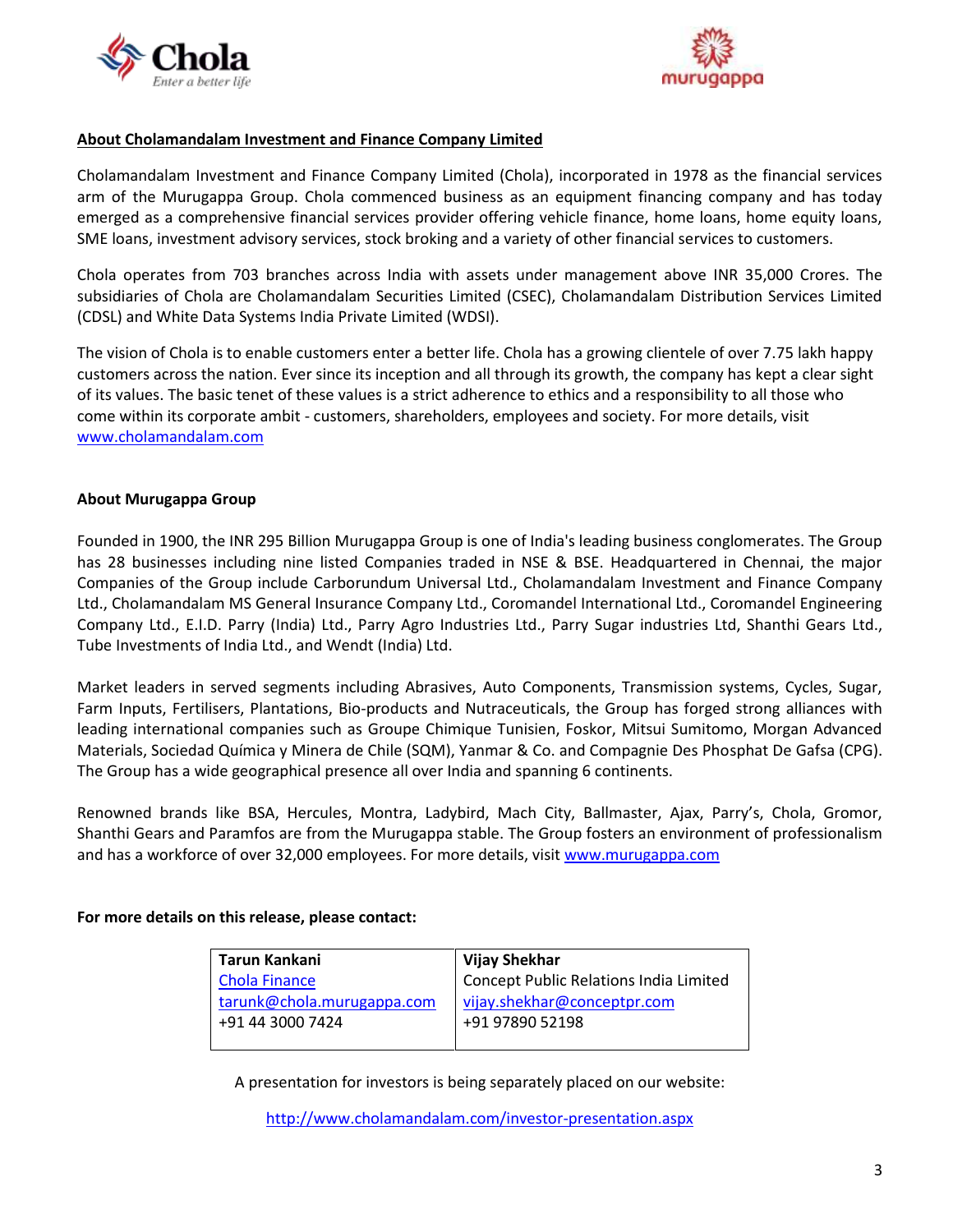## About Cholamandalam Investment and Finance Company Limited

Cholamandalam Investment and Finance Company Limited (Chola), incorporated in 1978 as the financial services arm of the Murugappa Group. Chola commenced business as an equipment financing company and has today emerged as a comprehensive financial services provider offering vehicle finance, home loans, home equity loans, SME loans, investment advisory services, stock broking and a variety of other financial services to customers.

Chola operates from 703 branches across India with assets under management above INR 35,000 Crores. The subsidiaries of Chola are Cholamandalam Securities Limited (CSEC), Cholamandalam Distribution Services Limited (CDSL) and White Data Systems India Private Limited (WDSI).

The vision of Chola is to enable customers enter a better life. Chola has a growing clientele of over 7.75 lakh happy customers across the nation. Ever since its inception and all through its growth, the company has kept a clear sight of its values. The basic tenet of these values is a strict adherence to ethics and a responsibility to all those who come within its corporate ambit - customers, shareholders, employees and society. For more details, visit www.cholamandalam.com

**About Murugappa Group**

Founded in 1900, the INR 295 Billion Murugappa Group is one of India's leading business conglomerates. The Group has 28 businesses including nine listed Companies traded in NSE & BSE. Headquartered in Chennai, the major Companies of the Group include Carborundum Universal Ltd., Cholamandalam Investment and Finance Company Ltd., Cholamandalam MS General Insurance Company Ltd., Coromandel International Ltd., Coromandel Engineering Company Ltd., E.I.D. Parry (India) Ltd., Parry Agro Industries Ltd., Parry Sugar industries Ltd, Shanthi Gears Ltd., Tube Investments of India Ltd., and Wendt (India) Ltd.

Market leaders in served segments including Abrasives, Auto Components, Transmission systems, Cycles, Sugar, Farm Inputs, Fertilisers, Plantations, Bio-products and Nutraceuticals, the Group has forged strong alliances with leading international companies such as Groupe Chimique Tunisien, Foskor, Mitsui Sumitomo, Morgan Advanced Materials, Sociedad Química y Minera de Chile (SQM), Yanmar & Co. and Compagnie Des Phosphat De Gafsa (CPG). The Group has a wide geographical presence all over India and spanning 6 continents.

Renowned brands like BSA, Hercules, Montra, Ladybird, Mach City, Ballmaster, Ajax, Parry's, Chola, Gromor, Shanthi Gears and Paramfos are from the Murugappa stable. The Group fosters an environment of professionalism and has a workforce of over 32,000 employees. For more details, visit www.murugappa.com

**For more details on this release, please contact:**

| | |
|---|---|
| **Tarun Kankani**<br>Chola Finance<br>tarunk@chola.murugappa.com<br>+91 44 3000 7424 | **Vijay Shekhar**<br>Concept Public Relations India Limited<br>vijay.shekhar@conceptpr.com<br>+91 97890 52198 |

A presentation for investors is being separately placed on our website:

http://www.cholamandalam.com/investor-presentation.aspx